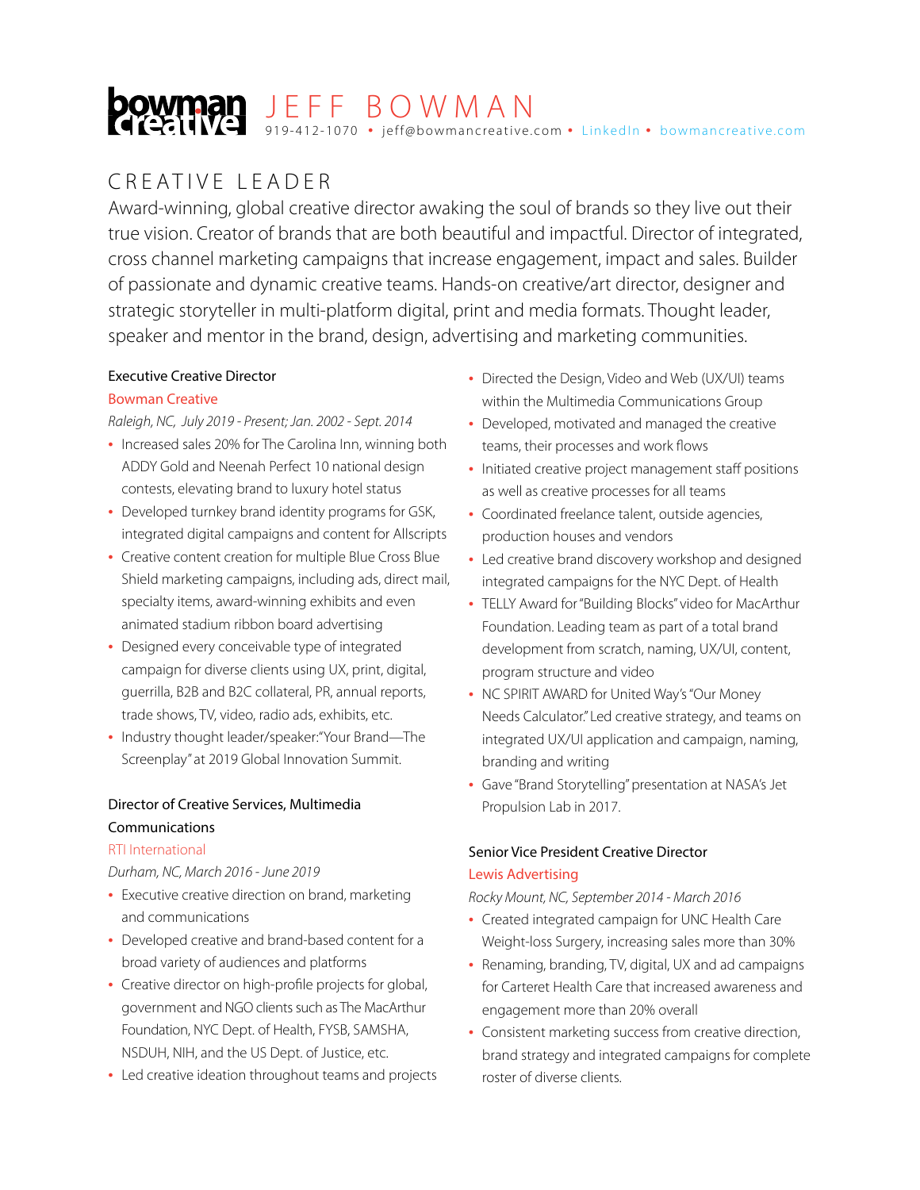# JEFF BOWMAN

bowman creative

919-412-1070 • jeff@bowmancreative.com • LinkedIn • bowmancreative.com

## CREATIVE LEADER

Award-winning, global creative director awaking the soul of brands so they live out their true vision. Creator of brands that are both beautiful and impactful. Director of integrated, cross channel marketing campaigns that increase engagement, impact and sales. Builder of passionate and dynamic creative teams. Hands-on creative/art director, designer and strategic storyteller in multi-platform digital, print and media formats. Thought leader, speaker and mentor in the brand, design, advertising and marketing communities.

### Executive Creative Director

Bowman Creative

*Raleigh, NC, July 2019 - Present; Jan. 2002 - Sept. 2014*

- Increased sales 20% for The Carolina Inn, winning both ADDY Gold and Neenah Perfect 10 national design contests, elevating brand to luxury hotel status
- Developed turnkey brand identity programs for GSK, integrated digital campaigns and content for Allscripts
- Creative content creation for multiple Blue Cross Blue Shield marketing campaigns, including ads, direct mail, specialty items, award-winning exhibits and even animated stadium ribbon board advertising
- Designed every conceivable type of integrated campaign for diverse clients using UX, print, digital, guerrilla, B2B and B2C collateral, PR, annual reports, trade shows, TV, video, radio ads, exhibits, etc.
- Industry thought leader/speaker: "Your Brand—The Screenplay" at 2019 Global Innovation Summit.

### Director of Creative Services, Multimedia Communications

RTI International

*Durham, NC, March 2016 - June 2019*

- Executive creative direction on brand, marketing and communications
- Developed creative and brand-based content for a broad variety of audiences and platforms
- Creative director on high-profile projects for global, government and NGO clients such as The MacArthur Foundation, NYC Dept. of Health, FYSB, SAMSHA, NSDUH, NIH, and the US Dept. of Justice, etc.
- Led creative ideation throughout teams and projects
- Directed the Design, Video and Web (UX/UI) teams within the Multimedia Communications Group
- Developed, motivated and managed the creative teams, their processes and work flows
- Initiated creative project management staff positions as well as creative processes for all teams
- Coordinated freelance talent, outside agencies, production houses and vendors
- Led creative brand discovery workshop and designed integrated campaigns for the NYC Dept. of Health
- TELLY Award for "Building Blocks" video for MacArthur Foundation. Leading team as part of a total brand development from scratch, naming, UX/UI, content, program structure and video
- NC SPIRIT AWARD for United Way's "Our Money Needs Calculator." Led creative strategy, and teams on integrated UX/UI application and campaign, naming, branding and writing
- Gave "Brand Storytelling" presentation at NASA's Jet Propulsion Lab in 2017.

### Senior Vice President Creative Director

Lewis Advertising

*Rocky Mount, NC, September 2014 - March 2016*

- Created integrated campaign for UNC Health Care Weight-loss Surgery, increasing sales more than 30%
- Renaming, branding, TV, digital, UX and ad campaigns for Carteret Health Care that increased awareness and engagement more than 20% overall
- Consistent marketing success from creative direction, brand strategy and integrated campaigns for complete roster of diverse clients.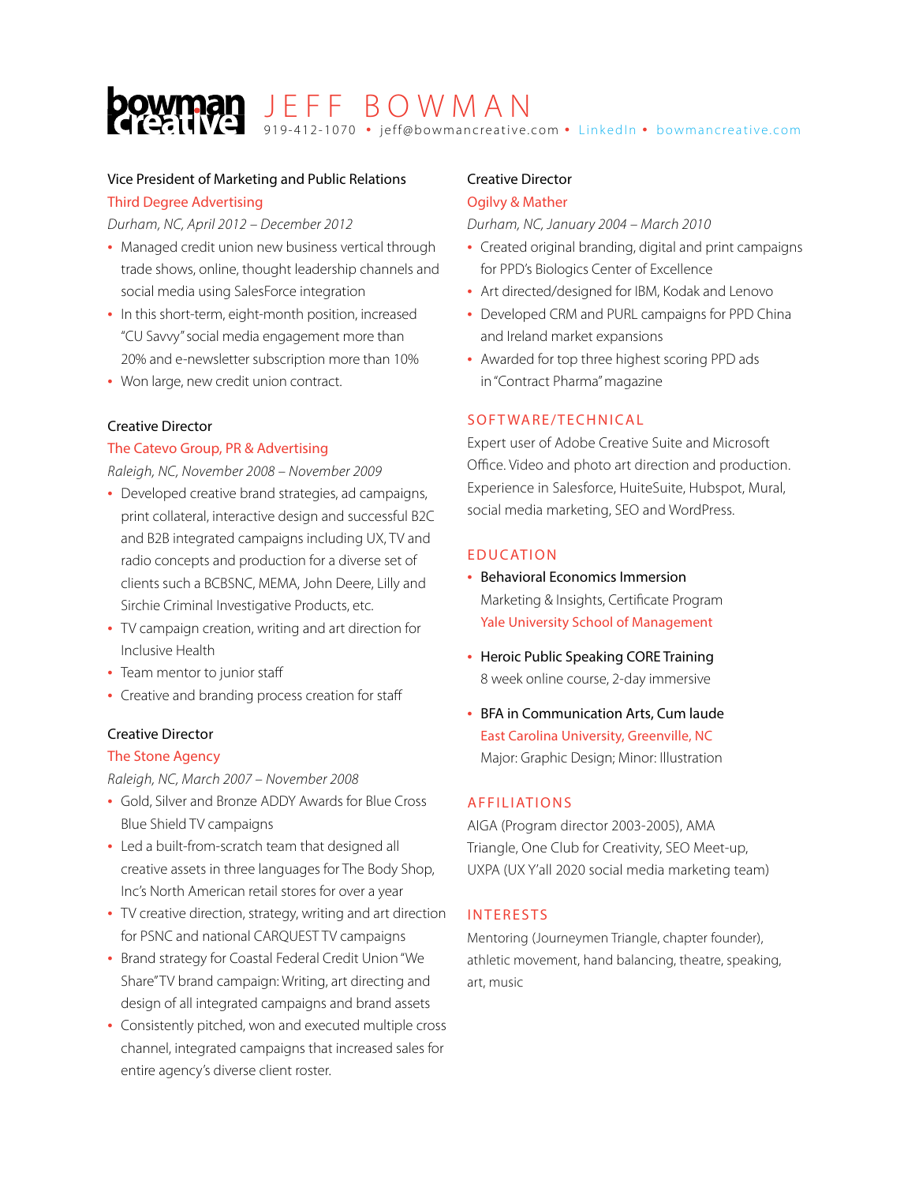**bowman creative** JEFF BOWMAN

919-412-1070 • jeff@bowmancreative.com • LinkedIn • bowmancreative.com

### Vice President of Marketing and Public Relations

Third Degree Advertising

*Durham, NC, April 2012 – December 2012*

- Managed credit union new business vertical through trade shows, online, thought leadership channels and social media using SalesForce integration
- In this short-term, eight-month position, increased "CU Savvy" social media engagement more than 20% and e-newsletter subscription more than 10%
- Won large, new credit union contract.

### Creative Director

The Catevo Group, PR & Advertising

*Raleigh, NC, November 2008 – November 2009*

- Developed creative brand strategies, ad campaigns, print collateral, interactive design and successful B2C and B2B integrated campaigns including UX, TV and radio concepts and production for a diverse set of clients such a BCBSNC, MEMA, John Deere, Lilly and Sirchie Criminal Investigative Products, etc.
- TV campaign creation, writing and art direction for Inclusive Health
- Team mentor to junior staff
- Creative and branding process creation for staff

### Creative Director

The Stone Agency

*Raleigh, NC, March 2007 – November 2008*

- Gold, Silver and Bronze ADDY Awards for Blue Cross Blue Shield TV campaigns
- Led a built-from-scratch team that designed all creative assets in three languages for The Body Shop, Inc's North American retail stores for over a year
- TV creative direction, strategy, writing and art direction for PSNC and national CARQUEST TV campaigns
- Brand strategy for Coastal Federal Credit Union "We Share" TV brand campaign: Writing, art directing and design of all integrated campaigns and brand assets
- Consistently pitched, won and executed multiple cross channel, integrated campaigns that increased sales for entire agency's diverse client roster.

### Creative Director

Ogilvy & Mather

*Durham, NC, January 2004 – March 2010*

- Created original branding, digital and print campaigns for PPD's Biologics Center of Excellence
- Art directed/designed for IBM, Kodak and Lenovo
- Developed CRM and PURL campaigns for PPD China and Ireland market expansions
- Awarded for top three highest scoring PPD ads in "Contract Pharma" magazine

## SOFTWARE/TECHNICAL

Expert user of Adobe Creative Suite and Microsoft Office. Video and photo art direction and production. Experience in Salesforce, HuiteSuite, Hubspot, Mural, social media marketing, SEO and WordPress.

## EDUCATION

- Behavioral Economics Immersion
  Marketing & Insights, Certificate Program
  Yale University School of Management

- Heroic Public Speaking CORE Training
  8 week online course, 2-day immersive

- BFA in Communication Arts, Cum laude
  East Carolina University, Greenville, NC
  Major: Graphic Design; Minor: Illustration

## AFFILIATIONS

AIGA (Program director 2003-2005), AMA Triangle, One Club for Creativity, SEO Meet-up, UXPA (UX Y'all 2020 social media marketing team)

## INTERESTS

Mentoring (Journeymen Triangle, chapter founder), athletic movement, hand balancing, theatre, speaking, art, music